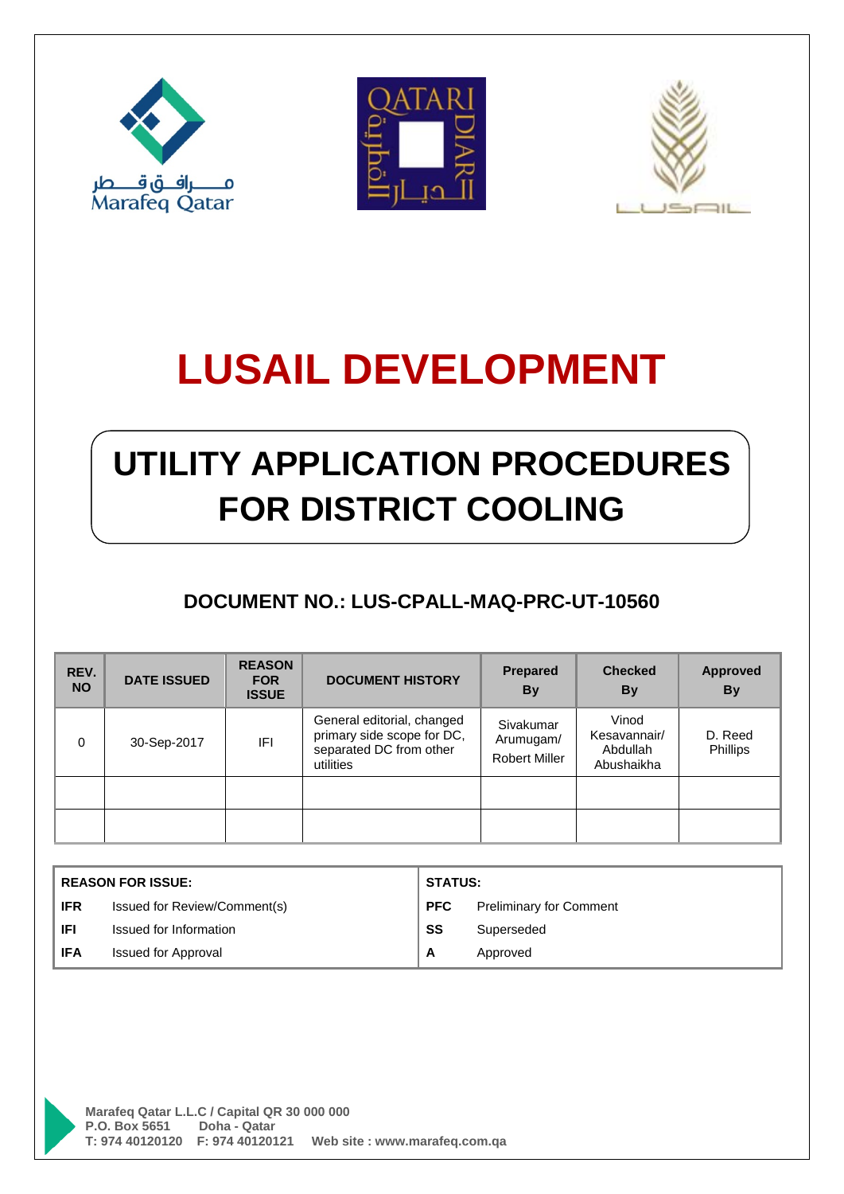Marafeq Qatar

QATARI DIAR

LUSAIL

# LUSAIL DEVELOPMENT

# UTILITY APPLICATION PROCEDURES FOR DISTRICT COOLING

## DOCUMENT NO.: LUS-CPALL-MAQ-PRC-UT-10560

| REV. NO | DATE ISSUED | REASON FOR ISSUE | DOCUMENT HISTORY | Prepared By | Checked By | Approved By |
|---|---|---|---|---|---|---|
| 0 | 30-Sep-2017 | IFI | General editorial, changed primary side scope for DC, separated DC from other utilities | Sivakumar Arumugam/ Robert Miller | Vinod Kesavannair/ Abdullah Abushaikha | D. Reed Phillips |
| | | | | | | |
| | | | | | | |

| REASON FOR ISSUE: | | STATUS: | |
|---|---|---|---|
| IFR | Issued for Review/Comment(s) | PFC | Preliminary for Comment |
| IFI | Issued for Information | SS | Superseded |
| IFA | Issued for Approval | A | Approved |

**Marafeq Qatar L.L.C / Capital QR 30 000 000**
**P.O. Box 5651 Doha - Qatar**
**T: 974 40120120 F: 974 40120121 Web site : www.marafeq.com.qa**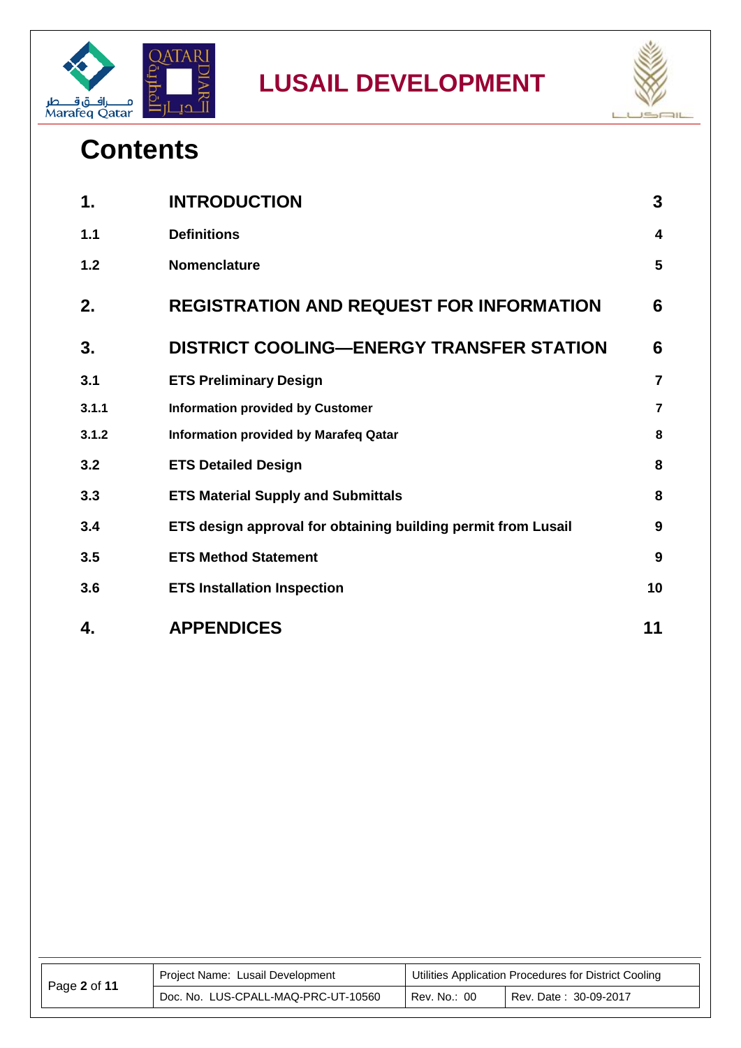# Contents

| | | |
|---|---|---|
| **1.** | **INTRODUCTION** | **3** |
| **1.1** | **Definitions** | **4** |
| **1.2** | **Nomenclature** | **5** |
| **2.** | **REGISTRATION AND REQUEST FOR INFORMATION** | **6** |
| **3.** | **DISTRICT COOLING—ENERGY TRANSFER STATION** | **6** |
| **3.1** | **ETS Preliminary Design** | **7** |
| **3.1.1** | **Information provided by Customer** | **7** |
| **3.1.2** | **Information provided by Marafeq Qatar** | **8** |
| **3.2** | **ETS Detailed Design** | **8** |
| **3.3** | **ETS Material Supply and Submittals** | **8** |
| **3.4** | **ETS design approval for obtaining building permit from Lusail** | **9** |
| **3.5** | **ETS Method Statement** | **9** |
| **3.6** | **ETS Installation Inspection** | **10** |
| **4.** | **APPENDICES** | **11** |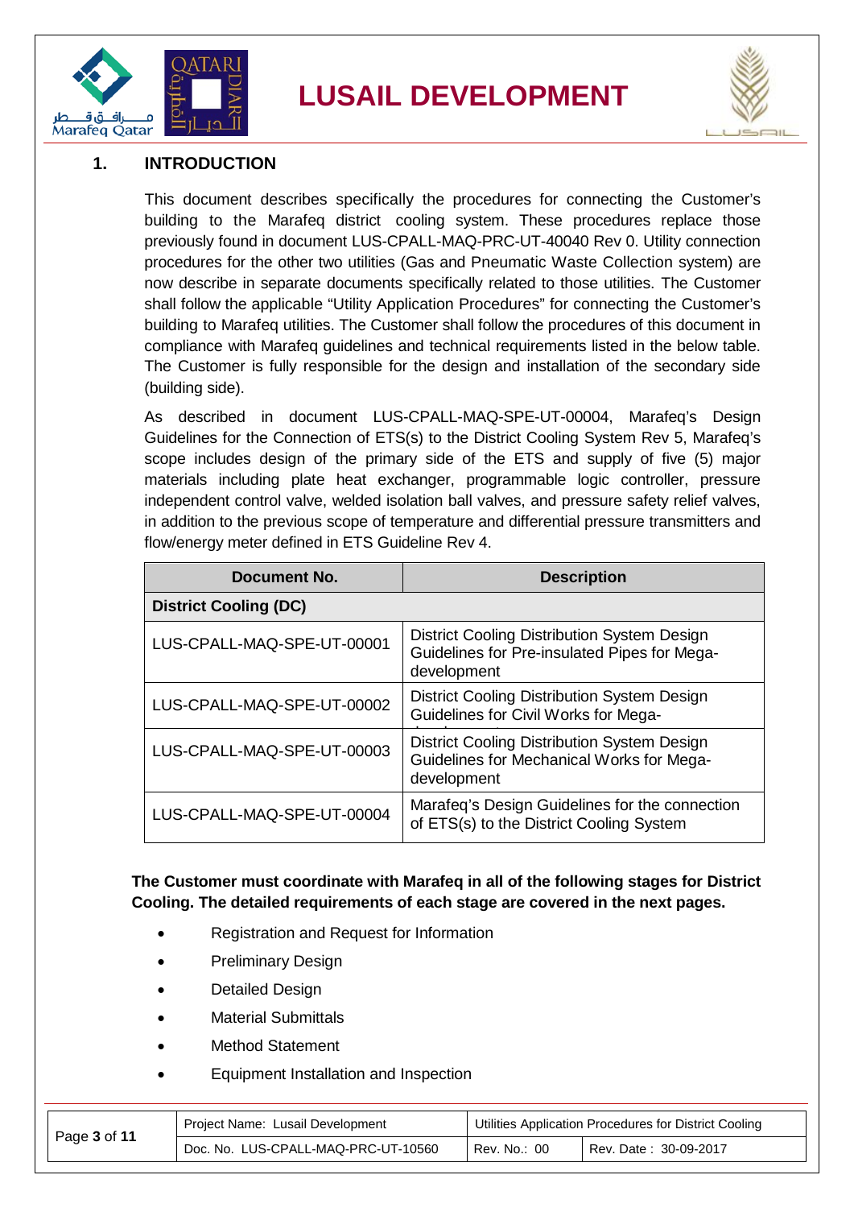# 1. INTRODUCTION

This document describes specifically the procedures for connecting the Customer's building to the Marafeq district cooling system. These procedures replace those previously found in document LUS-CPALL-MAQ-PRC-UT-40040 Rev 0. Utility connection procedures for the other two utilities (Gas and Pneumatic Waste Collection system) are now describe in separate documents specifically related to those utilities. The Customer shall follow the applicable "Utility Application Procedures" for connecting the Customer's building to Marafeq utilities. The Customer shall follow the procedures of this document in compliance with Marafeq guidelines and technical requirements listed in the below table. The Customer is fully responsible for the design and installation of the secondary side (building side).

As described in document LUS-CPALL-MAQ-SPE-UT-00004, Marafeq's Design Guidelines for the Connection of ETS(s) to the District Cooling System Rev 5, Marafeq's scope includes design of the primary side of the ETS and supply of five (5) major materials including plate heat exchanger, programmable logic controller, pressure independent control valve, welded isolation ball valves, and pressure safety relief valves, in addition to the previous scope of temperature and differential pressure transmitters and flow/energy meter defined in ETS Guideline Rev 4.

| Document No. | Description |
|---|---|
| **District Cooling (DC)** | |
| LUS-CPALL-MAQ-SPE-UT-00001 | District Cooling Distribution System Design Guidelines for Pre-insulated Pipes for Mega-development |
| LUS-CPALL-MAQ-SPE-UT-00002 | District Cooling Distribution System Design Guidelines for Civil Works for Mega-development |
| LUS-CPALL-MAQ-SPE-UT-00003 | District Cooling Distribution System Design Guidelines for Mechanical Works for Mega-development |
| LUS-CPALL-MAQ-SPE-UT-00004 | Marafeq's Design Guidelines for the connection of ETS(s) to the District Cooling System |

**The Customer must coordinate with Marafeq in all of the following stages for District Cooling. The detailed requirements of each stage are covered in the next pages.**

- Registration and Request for Information
- Preliminary Design
- Detailed Design
- Material Submittals
- Method Statement
- Equipment Installation and Inspection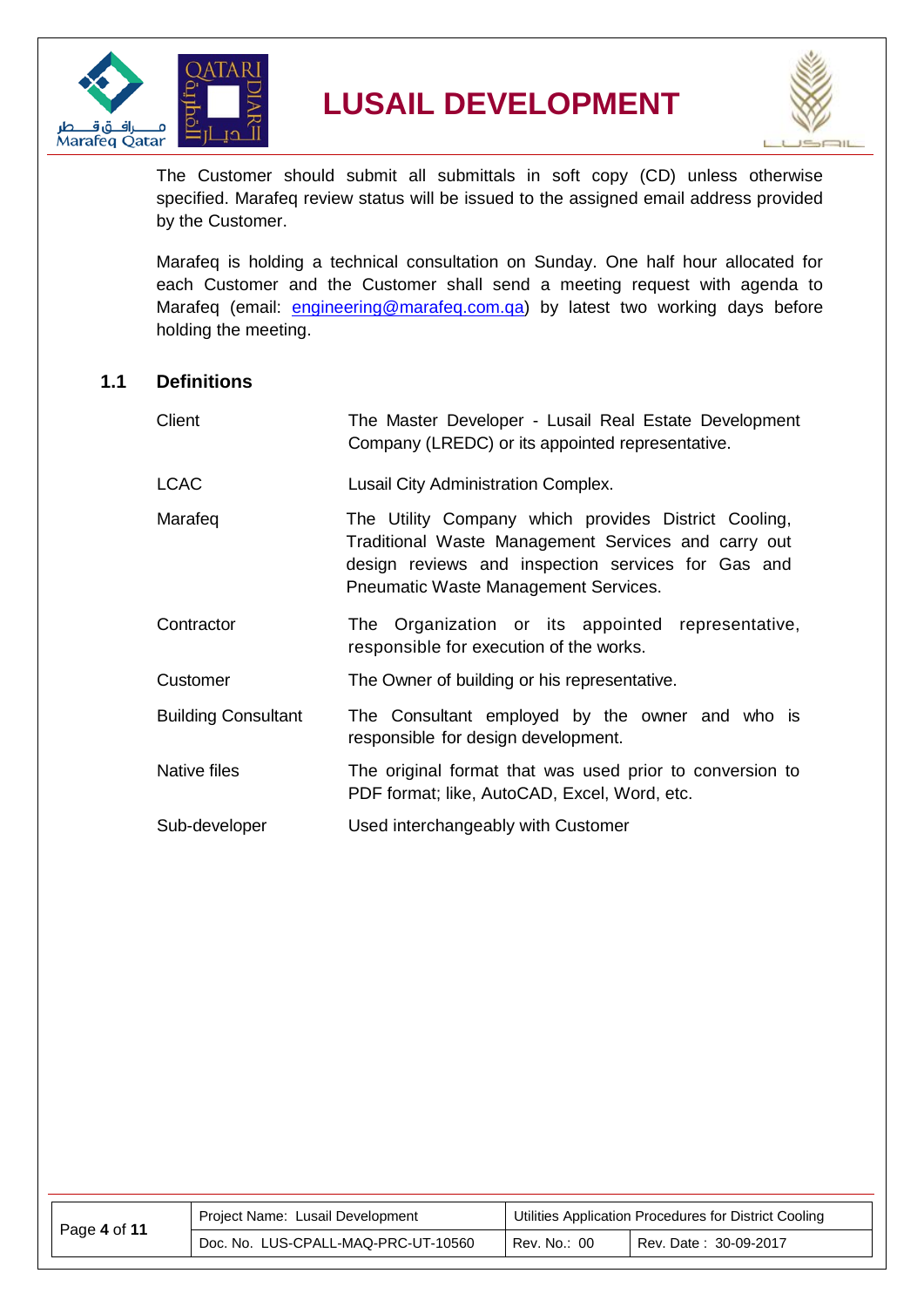The Customer should submit all submittals in soft copy (CD) unless otherwise specified. Marafeq review status will be issued to the assigned email address provided by the Customer.

Marafeq is holding a technical consultation on Sunday. One half hour allocated for each Customer and the Customer shall send a meeting request with agenda to Marafeq (email: engineering@marafeq.com.qa) by latest two working days before holding the meeting.

## 1.1 Definitions

| Term | Definition |
|---|---|
| Client | The Master Developer - Lusail Real Estate Development Company (LREDC) or its appointed representative. |
| LCAC | Lusail City Administration Complex. |
| Marafeq | The Utility Company which provides District Cooling, Traditional Waste Management Services and carry out design reviews and inspection services for Gas and Pneumatic Waste Management Services. |
| Contractor | The Organization or its appointed representative, responsible for execution of the works. |
| Customer | The Owner of building or his representative. |
| Building Consultant | The Consultant employed by the owner and who is responsible for design development. |
| Native files | The original format that was used prior to conversion to PDF format; like, AutoCAD, Excel, Word, etc. |
| Sub-developer | Used interchangeably with Customer |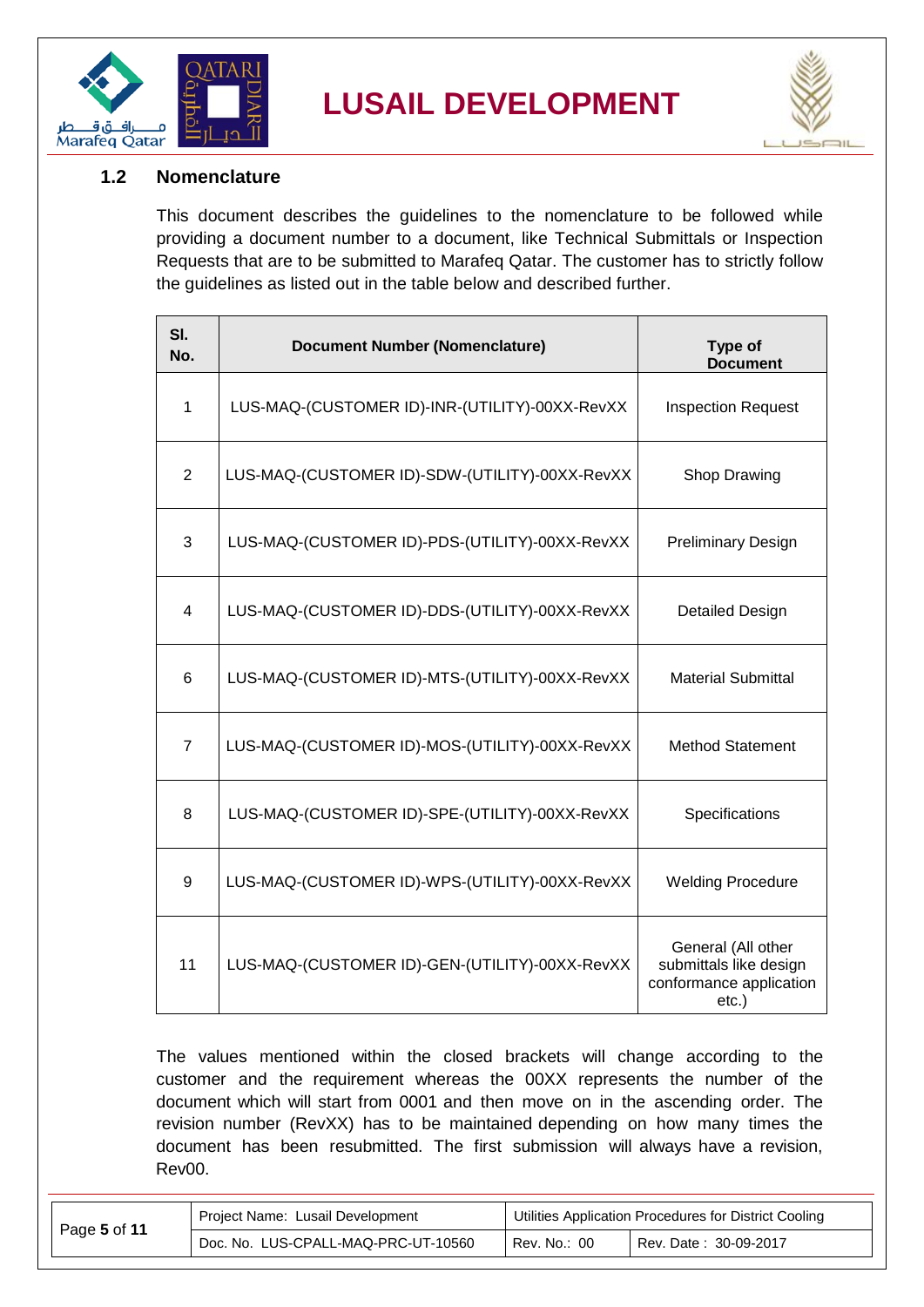## 1.2 Nomenclature

This document describes the guidelines to the nomenclature to be followed while providing a document number to a document, like Technical Submittals or Inspection Requests that are to be submitted to Marafeq Qatar. The customer has to strictly follow the guidelines as listed out in the table below and described further.

| Sl. No. | Document Number (Nomenclature) | Type of Document |
|---|---|---|
| 1 | LUS-MAQ-(CUSTOMER ID)-INR-(UTILITY)-00XX-RevXX | Inspection Request |
| 2 | LUS-MAQ-(CUSTOMER ID)-SDW-(UTILITY)-00XX-RevXX | Shop Drawing |
| 3 | LUS-MAQ-(CUSTOMER ID)-PDS-(UTILITY)-00XX-RevXX | Preliminary Design |
| 4 | LUS-MAQ-(CUSTOMER ID)-DDS-(UTILITY)-00XX-RevXX | Detailed Design |
| 6 | LUS-MAQ-(CUSTOMER ID)-MTS-(UTILITY)-00XX-RevXX | Material Submittal |
| 7 | LUS-MAQ-(CUSTOMER ID)-MOS-(UTILITY)-00XX-RevXX | Method Statement |
| 8 | LUS-MAQ-(CUSTOMER ID)-SPE-(UTILITY)-00XX-RevXX | Specifications |
| 9 | LUS-MAQ-(CUSTOMER ID)-WPS-(UTILITY)-00XX-RevXX | Welding Procedure |
| 11 | LUS-MAQ-(CUSTOMER ID)-GEN-(UTILITY)-00XX-RevXX | General (All other submittals like design conformance application etc.) |

The values mentioned within the closed brackets will change according to the customer and the requirement whereas the 00XX represents the number of the document which will start from 0001 and then move on in the ascending order. The revision number (RevXX) has to be maintained depending on how many times the document has been resubmitted. The first submission will always have a revision, Rev00.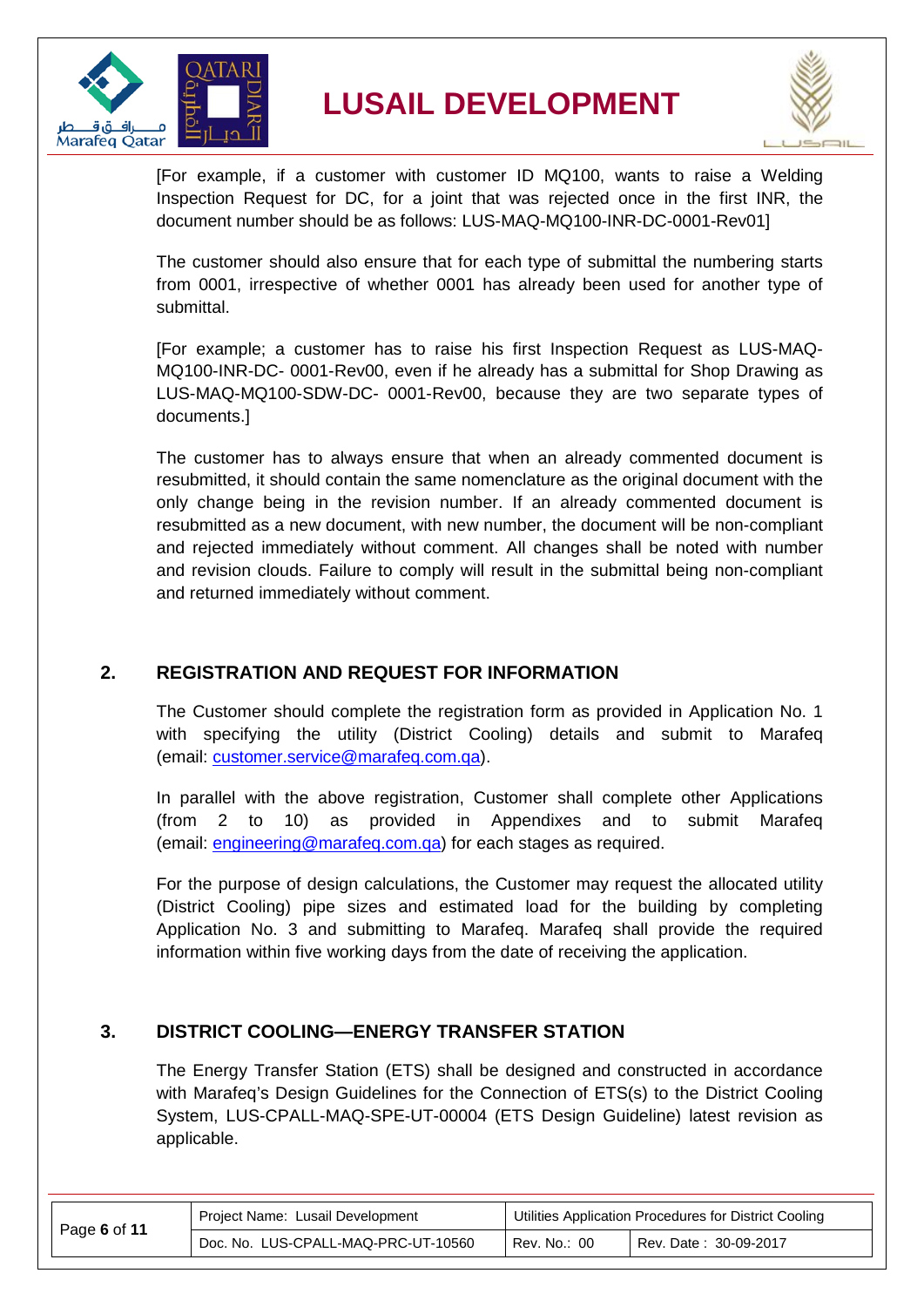[For example, if a customer with customer ID MQ100, wants to raise a Welding Inspection Request for DC, for a joint that was rejected once in the first INR, the document number should be as follows: LUS-MAQ-MQ100-INR-DC-0001-Rev01]

The customer should also ensure that for each type of submittal the numbering starts from 0001, irrespective of whether 0001 has already been used for another type of submittal.

[For example; a customer has to raise his first Inspection Request as LUS-MAQ-MQ100-INR-DC- 0001-Rev00, even if he already has a submittal for Shop Drawing as LUS-MAQ-MQ100-SDW-DC- 0001-Rev00, because they are two separate types of documents.]

The customer has to always ensure that when an already commented document is resubmitted, it should contain the same nomenclature as the original document with the only change being in the revision number. If an already commented document is resubmitted as a new document, with new number, the document will be non-compliant and rejected immediately without comment. All changes shall be noted with number and revision clouds. Failure to comply will result in the submittal being non-compliant and returned immediately without comment.

## 2. REGISTRATION AND REQUEST FOR INFORMATION

The Customer should complete the registration form as provided in Application No. 1 with specifying the utility (District Cooling) details and submit to Marafeq (email: customer.service@marafeq.com.qa).

In parallel with the above registration, Customer shall complete other Applications (from 2 to 10) as provided in Appendixes and to submit Marafeq (email: engineering@marafeq.com.qa) for each stages as required.

For the purpose of design calculations, the Customer may request the allocated utility (District Cooling) pipe sizes and estimated load for the building by completing Application No. 3 and submitting to Marafeq. Marafeq shall provide the required information within five working days from the date of receiving the application.

## 3. DISTRICT COOLING—ENERGY TRANSFER STATION

The Energy Transfer Station (ETS) shall be designed and constructed in accordance with Marafeq's Design Guidelines for the Connection of ETS(s) to the District Cooling System, LUS-CPALL-MAQ-SPE-UT-00004 (ETS Design Guideline) latest revision as applicable.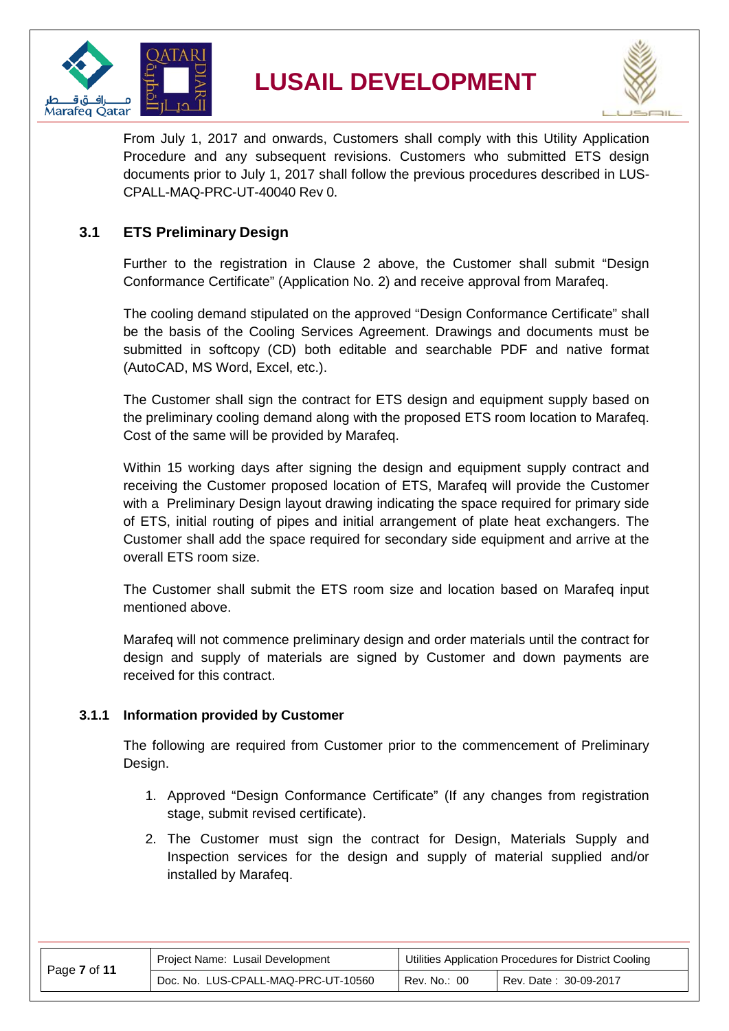From July 1, 2017 and onwards, Customers shall comply with this Utility Application Procedure and any subsequent revisions. Customers who submitted ETS design documents prior to July 1, 2017 shall follow the previous procedures described in LUS-CPALL-MAQ-PRC-UT-40040 Rev 0.

## 3.1 ETS Preliminary Design

Further to the registration in Clause 2 above, the Customer shall submit "Design Conformance Certificate" (Application No. 2) and receive approval from Marafeq.

The cooling demand stipulated on the approved "Design Conformance Certificate" shall be the basis of the Cooling Services Agreement. Drawings and documents must be submitted in softcopy (CD) both editable and searchable PDF and native format (AutoCAD, MS Word, Excel, etc.).

The Customer shall sign the contract for ETS design and equipment supply based on the preliminary cooling demand along with the proposed ETS room location to Marafeq. Cost of the same will be provided by Marafeq.

Within 15 working days after signing the design and equipment supply contract and receiving the Customer proposed location of ETS, Marafeq will provide the Customer with a Preliminary Design layout drawing indicating the space required for primary side of ETS, initial routing of pipes and initial arrangement of plate heat exchangers. The Customer shall add the space required for secondary side equipment and arrive at the overall ETS room size.

The Customer shall submit the ETS room size and location based on Marafeq input mentioned above.

Marafeq will not commence preliminary design and order materials until the contract for design and supply of materials are signed by Customer and down payments are received for this contract.

### 3.1.1 Information provided by Customer

The following are required from Customer prior to the commencement of Preliminary Design.

1. Approved "Design Conformance Certificate" (If any changes from registration stage, submit revised certificate).
2. The Customer must sign the contract for Design, Materials Supply and Inspection services for the design and supply of material supplied and/or installed by Marafeq.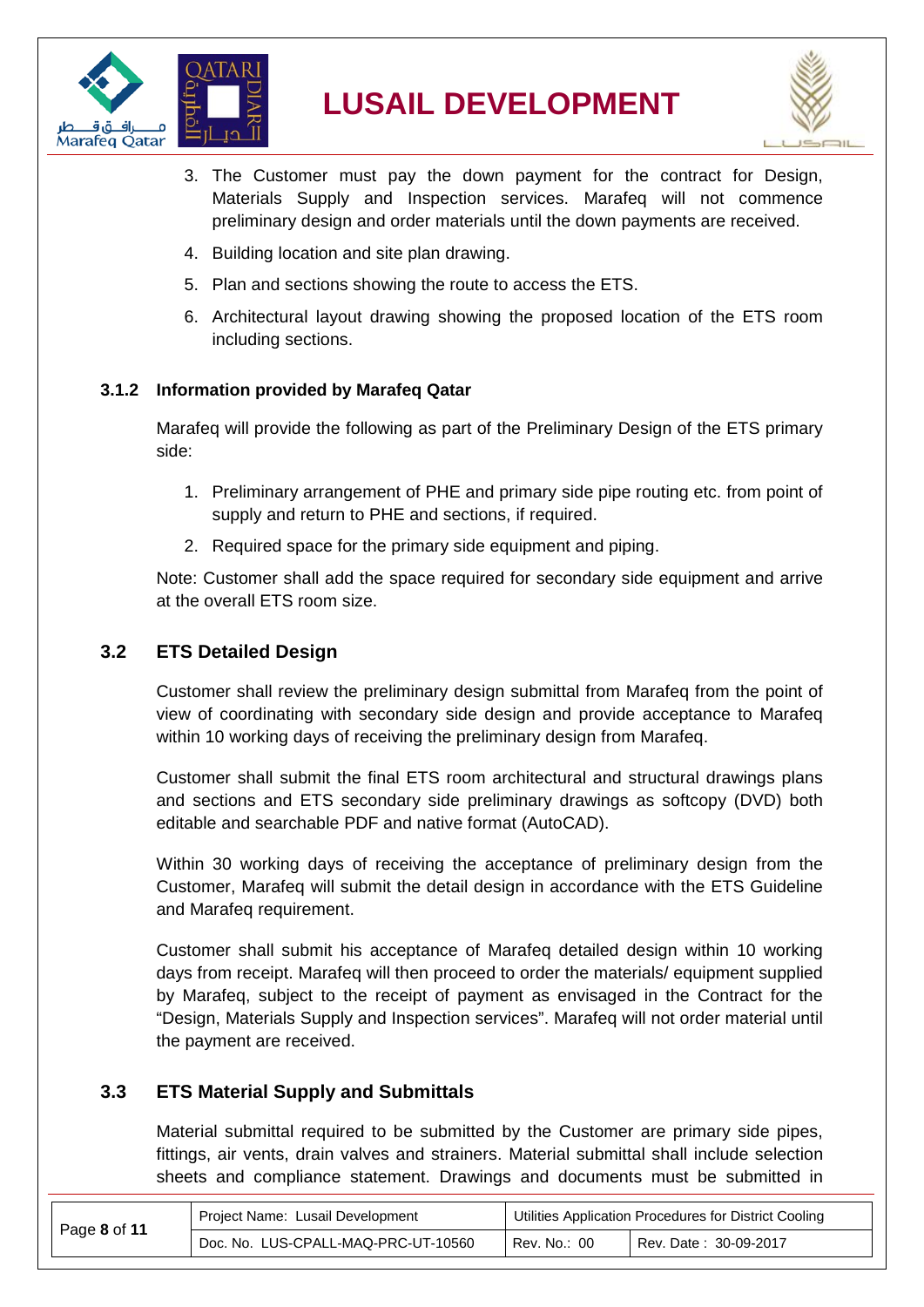3. The Customer must pay the down payment for the contract for Design, Materials Supply and Inspection services. Marafeq will not commence preliminary design and order materials until the down payments are received.
4. Building location and site plan drawing.
5. Plan and sections showing the route to access the ETS.
6. Architectural layout drawing showing the proposed location of the ETS room including sections.

#### 3.1.2 Information provided by Marafeq Qatar

Marafeq will provide the following as part of the Preliminary Design of the ETS primary side:

1. Preliminary arrangement of PHE and primary side pipe routing etc. from point of supply and return to PHE and sections, if required.
2. Required space for the primary side equipment and piping.

Note: Customer shall add the space required for secondary side equipment and arrive at the overall ETS room size.

### 3.2 ETS Detailed Design

Customer shall review the preliminary design submittal from Marafeq from the point of view of coordinating with secondary side design and provide acceptance to Marafeq within 10 working days of receiving the preliminary design from Marafeq.

Customer shall submit the final ETS room architectural and structural drawings plans and sections and ETS secondary side preliminary drawings as softcopy (DVD) both editable and searchable PDF and native format (AutoCAD).

Within 30 working days of receiving the acceptance of preliminary design from the Customer, Marafeq will submit the detail design in accordance with the ETS Guideline and Marafeq requirement.

Customer shall submit his acceptance of Marafeq detailed design within 10 working days from receipt. Marafeq will then proceed to order the materials/ equipment supplied by Marafeq, subject to the receipt of payment as envisaged in the Contract for the "Design, Materials Supply and Inspection services". Marafeq will not order material until the payment are received.

### 3.3 ETS Material Supply and Submittals

Material submittal required to be submitted by the Customer are primary side pipes, fittings, air vents, drain valves and strainers. Material submittal shall include selection sheets and compliance statement. Drawings and documents must be submitted in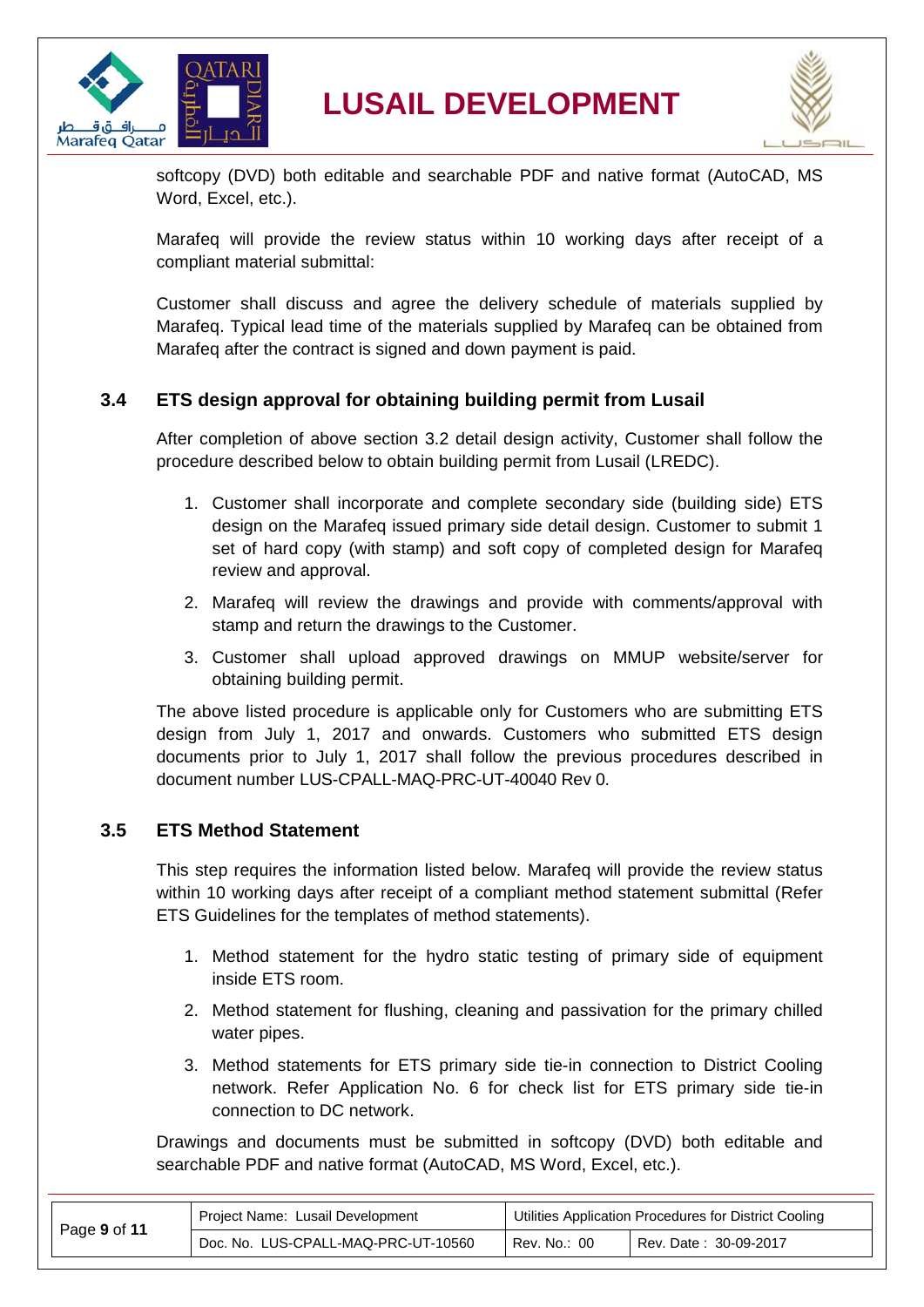softcopy (DVD) both editable and searchable PDF and native format (AutoCAD, MS Word, Excel, etc.).

Marafeq will provide the review status within 10 working days after receipt of a compliant material submittal:

Customer shall discuss and agree the delivery schedule of materials supplied by Marafeq. Typical lead time of the materials supplied by Marafeq can be obtained from Marafeq after the contract is signed and down payment is paid.

### 3.4 ETS design approval for obtaining building permit from Lusail

After completion of above section 3.2 detail design activity, Customer shall follow the procedure described below to obtain building permit from Lusail (LREDC).

1. Customer shall incorporate and complete secondary side (building side) ETS design on the Marafeq issued primary side detail design. Customer to submit 1 set of hard copy (with stamp) and soft copy of completed design for Marafeq review and approval.
2. Marafeq will review the drawings and provide with comments/approval with stamp and return the drawings to the Customer.
3. Customer shall upload approved drawings on MMUP website/server for obtaining building permit.

The above listed procedure is applicable only for Customers who are submitting ETS design from July 1, 2017 and onwards. Customers who submitted ETS design documents prior to July 1, 2017 shall follow the previous procedures described in document number LUS-CPALL-MAQ-PRC-UT-40040 Rev 0.

### 3.5 ETS Method Statement

This step requires the information listed below. Marafeq will provide the review status within 10 working days after receipt of a compliant method statement submittal (Refer ETS Guidelines for the templates of method statements).

1. Method statement for the hydro static testing of primary side of equipment inside ETS room.
2. Method statement for flushing, cleaning and passivation for the primary chilled water pipes.
3. Method statements for ETS primary side tie-in connection to District Cooling network. Refer Application No. 6 for check list for ETS primary side tie-in connection to DC network.

Drawings and documents must be submitted in softcopy (DVD) both editable and searchable PDF and native format (AutoCAD, MS Word, Excel, etc.).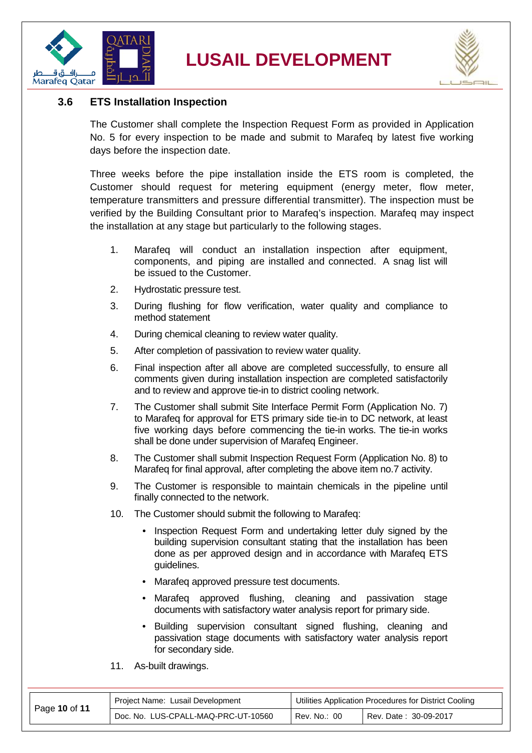### 3.6 ETS Installation Inspection

The Customer shall complete the Inspection Request Form as provided in Application No. 5 for every inspection to be made and submit to Marafeq by latest five working days before the inspection date.

Three weeks before the pipe installation inside the ETS room is completed, the Customer should request for metering equipment (energy meter, flow meter, temperature transmitters and pressure differential transmitter). The inspection must be verified by the Building Consultant prior to Marafeq's inspection. Marafeq may inspect the installation at any stage but particularly to the following stages.

1. Marafeq will conduct an installation inspection after equipment, components, and piping are installed and connected. A snag list will be issued to the Customer.
2. Hydrostatic pressure test.
3. During flushing for flow verification, water quality and compliance to method statement
4. During chemical cleaning to review water quality.
5. After completion of passivation to review water quality.
6. Final inspection after all above are completed successfully, to ensure all comments given during installation inspection are completed satisfactorily and to review and approve tie-in to district cooling network.
7. The Customer shall submit Site Interface Permit Form (Application No. 7) to Marafeq for approval for ETS primary side tie-in to DC network, at least five working days before commencing the tie-in works. The tie-in works shall be done under supervision of Marafeq Engineer.
8. The Customer shall submit Inspection Request Form (Application No. 8) to Marafeq for final approval, after completing the above item no.7 activity.
9. The Customer is responsible to maintain chemicals in the pipeline until finally connected to the network.
10. The Customer should submit the following to Marafeq:
    - Inspection Request Form and undertaking letter duly signed by the building supervision consultant stating that the installation has been done as per approved design and in accordance with Marafeq ETS guidelines.
    - Marafeq approved pressure test documents.
    - Marafeq approved flushing, cleaning and passivation stage documents with satisfactory water analysis report for primary side.
    - Building supervision consultant signed flushing, cleaning and passivation stage documents with satisfactory water analysis report for secondary side.
11. As-built drawings.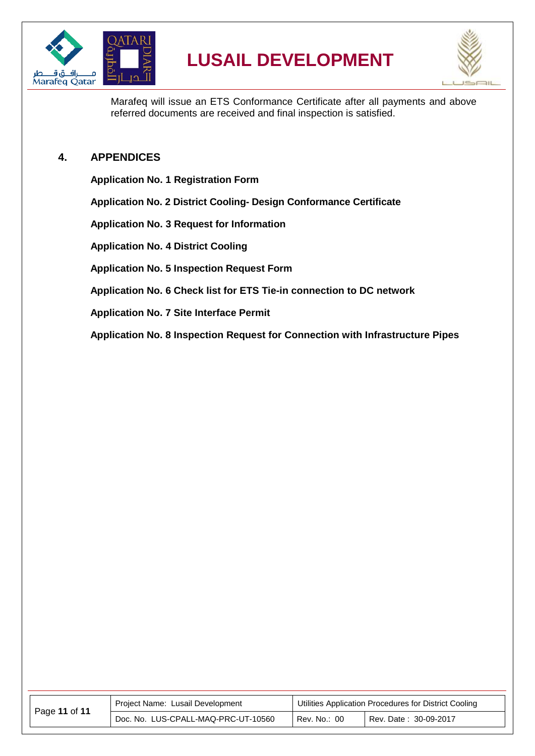Marafeq will issue an ETS Conformance Certificate after all payments and above referred documents are received and final inspection is satisfied.

## 4. APPENDICES

**Application No. 1 Registration Form**

**Application No. 2 District Cooling- Design Conformance Certificate**

**Application No. 3 Request for Information**

**Application No. 4 District Cooling**

**Application No. 5 Inspection Request Form**

**Application No. 6 Check list for ETS Tie-in connection to DC network**

**Application No. 7 Site Interface Permit**

**Application No. 8 Inspection Request for Connection with Infrastructure Pipes**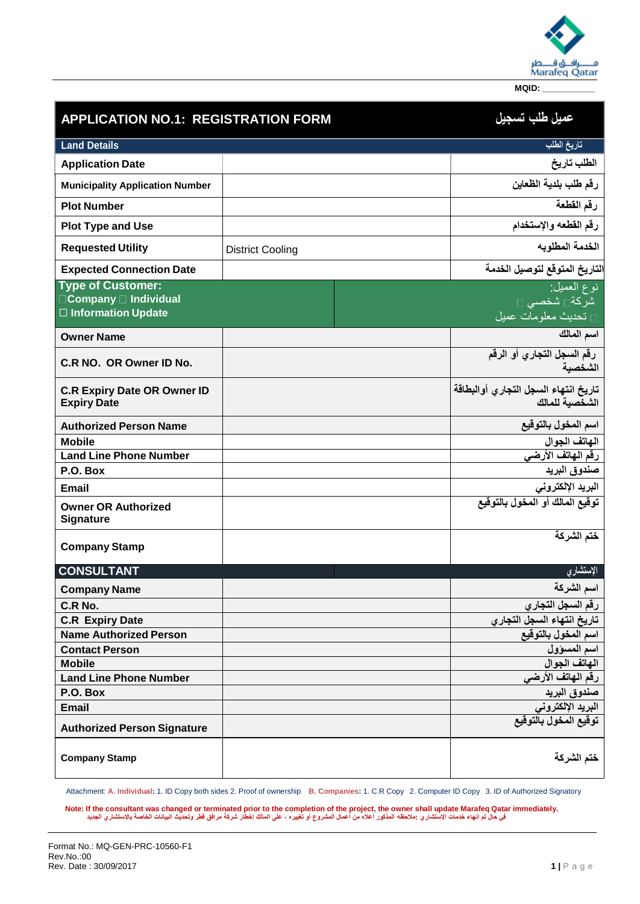مـــرافـق قـــطر
Marafeq Qatar

MQID: ___________

| APPLICATION NO.1: REGISTRATION FORM | | عميل طلب تسجيل |
|---|---|---|
| **Land Details** | | تاريخ الطلب |
| **Application Date** | | الطلب تاريخ |
| **Municipality Application Number** | | رقم طلب بلدية الظعاين |
| **Plot Number** | | رقم القطعة |
| **Plot Type and Use** | | رقم القطعه والإستخدام |
| **Requested Utility** | District Cooling | الخدمة المطلوبه |
| **Expected Connection Date** | | التاريخ المتوقع لتوصيل الخدمة |
| **Type of Customer:** ☐Company ☐ Individual ☐ Information Update | | نوع العميل: شركة☐ شخصي ☐ ☐ تحديث معلومات عميل |
| **Owner Name** | | اسم المالك |
| **C.R NO. OR Owner ID No.** | | رقم السجل التجاري أو الرقم الشخصية |
| **C.R Expiry Date OR Owner ID Expiry Date** | | تاريخ انتهاء السجل التجاري أوالبطاقة الشخصية للمالك |
| **Authorized Person Name** | | اسم المخول بالتوقيع |
| **Mobile** | | الهاتف الجوال |
| **Land Line Phone Number** | | رقم الهاتف الأرضي |
| **P.O. Box** | | صندوق البريد |
| **Email** | | البريد الإلكتروني |
| **Owner OR Authorized Signature** | | توقيع المالك أو المخول بالتوقيع |
| **Company Stamp** | | ختم الشركة |
| **CONSULTANT** | | الإستشاري |
| **Company Name** | | اسم الشركة |
| **C.R No.** | | رقم السجل التجاري |
| **C.R Expiry Date** | | تاريخ انتهاء السجل التجاري |
| **Name Authorized Person** | | اسم المخول بالتوقيع |
| **Contact Person** | | اسم المسؤول |
| **Mobile** | | الهاتف الجوال |
| **Land Line Phone Number** | | رقم الهاتف الأرضي |
| **P.O. Box** | | صندوق البريد |
| **Email** | | البريد الإلكتروني |
| **Authorized Person Signature** | | توقيع المخول بالتوقيع |
| **Company Stamp** | | ختم الشركة |

Attachment: **A. Individual:** 1. ID Copy both sides 2. Proof of ownership **B. Companies:** 1. C.R Copy 2. Computer ID Copy 3. ID of Authorized Signatory

**Note: If the consultant was changed or terminated prior to the completion of the project, the owner shall update Marafeq Qatar immediately.**
في حال تم انهاء خدمات الإستشاري :ملاحظه المذكور أعلاه من أعمال المشروع أو تغييره ، على المالك إخطار شركة مرافق قطر وتحديث البيانات الخاصة بالاستشاري الجديد

Format No.: MQ-GEN-PRC-10560-F1
Rev.No.:00
Rev. Date : 30/09/2017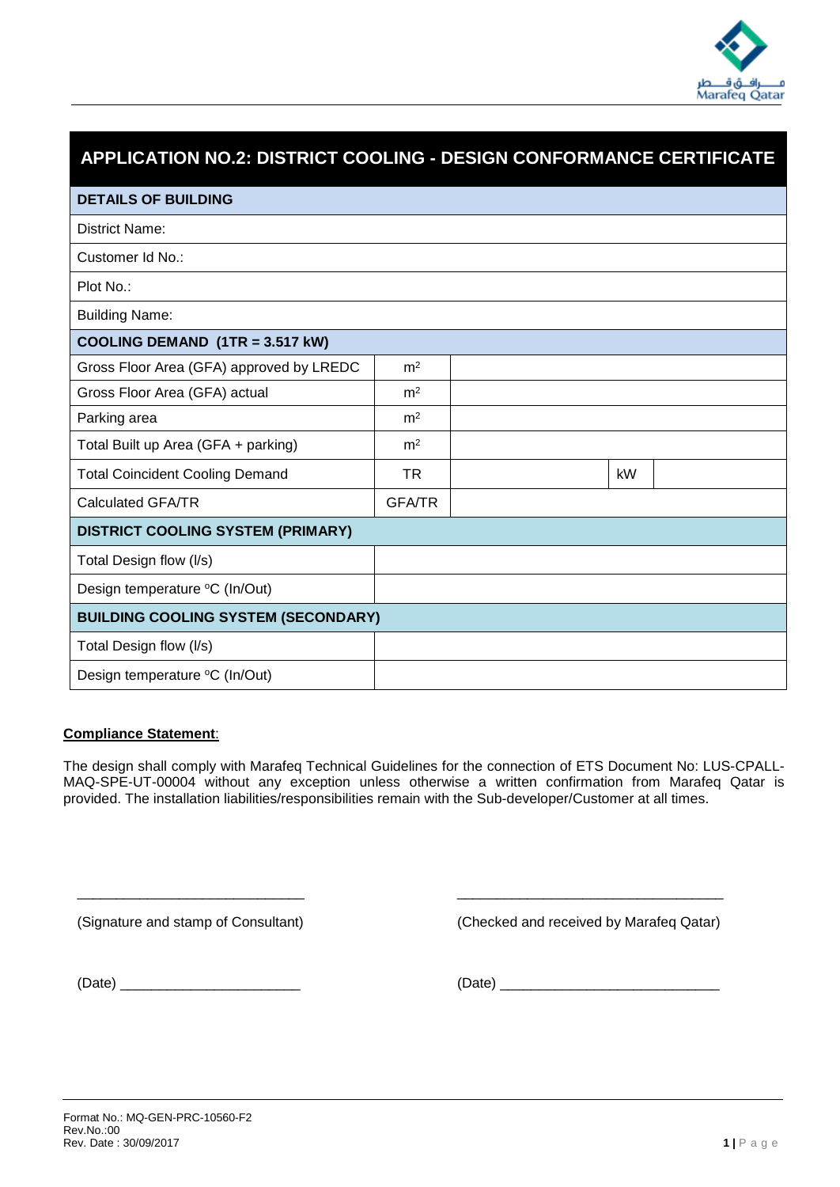# APPLICATION NO.2: DISTRICT COOLING - DESIGN CONFORMANCE CERTIFICATE

| **DETAILS OF BUILDING** | | | | |
|---|---|---|---|---|
| District Name: | | | | |
| Customer Id No.: | | | | |
| Plot No.: | | | | |
| Building Name: | | | | |
| **COOLING DEMAND (1TR = 3.517 kW)** | | | | |
| Gross Floor Area (GFA) approved by LREDC | $m^2$ | | | |
| Gross Floor Area (GFA) actual | $m^2$ | | | |
| Parking area | $m^2$ | | | |
| Total Built up Area (GFA + parking) | $m^2$ | | | |
| Total Coincident Cooling Demand | TR | | kW | |
| Calculated GFA/TR | GFA/TR | | | |
| **DISTRICT COOLING SYSTEM (PRIMARY)** | | | | |
| Total Design flow (l/s) | | | | |
| Design temperature ºC (In/Out) | | | | |
| **BUILDING COOLING SYSTEM (SECONDARY)** | | | | |
| Total Design flow (l/s) | | | | |
| Design temperature ºC (In/Out) | | | | |

**Compliance Statement**:

The design shall comply with Marafeq Technical Guidelines for the connection of ETS Document No: LUS-CPALL-MAQ-SPE-UT-00004 without any exception unless otherwise a written confirmation from Marafeq Qatar is provided. The installation liabilities/responsibilities remain with the Sub-developer/Customer at all times.

_____________________________ (Signature and stamp of Consultant)

(Date) _______________________

_________________________________ (Checked and received by Marafeq Qatar)

(Date) ____________________________

Format No.: MQ-GEN-PRC-10560-F2
Rev.No.:00
Rev. Date : 30/09/2017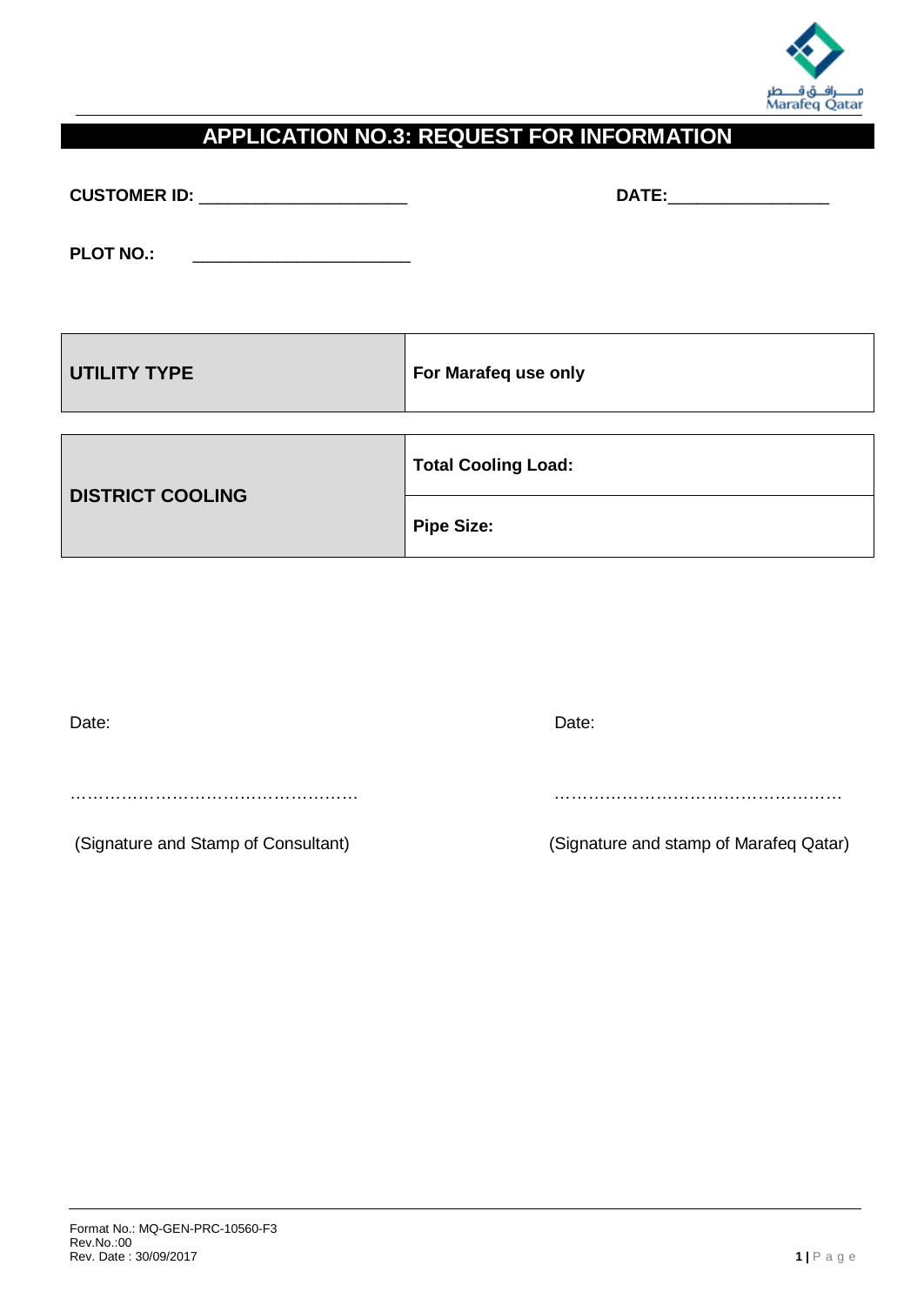# APPLICATION NO.3: REQUEST FOR INFORMATION

**CUSTOMER ID:** ______________________ **DATE:**_________________

**PLOT NO.:** _______________________

| **UTILITY TYPE** | **For Marafeq use only** |
|---|---|
| **DISTRICT COOLING** | **Total Cooling Load:** |
| | **Pipe Size:** |

Date:

……………………………………………

(Signature and Stamp of Consultant)

Date:

……………………………………………

(Signature and stamp of Marafeq Qatar)

Format No.: MQ-GEN-PRC-10560-F3
Rev.No.:00
Rev. Date : 30/09/2017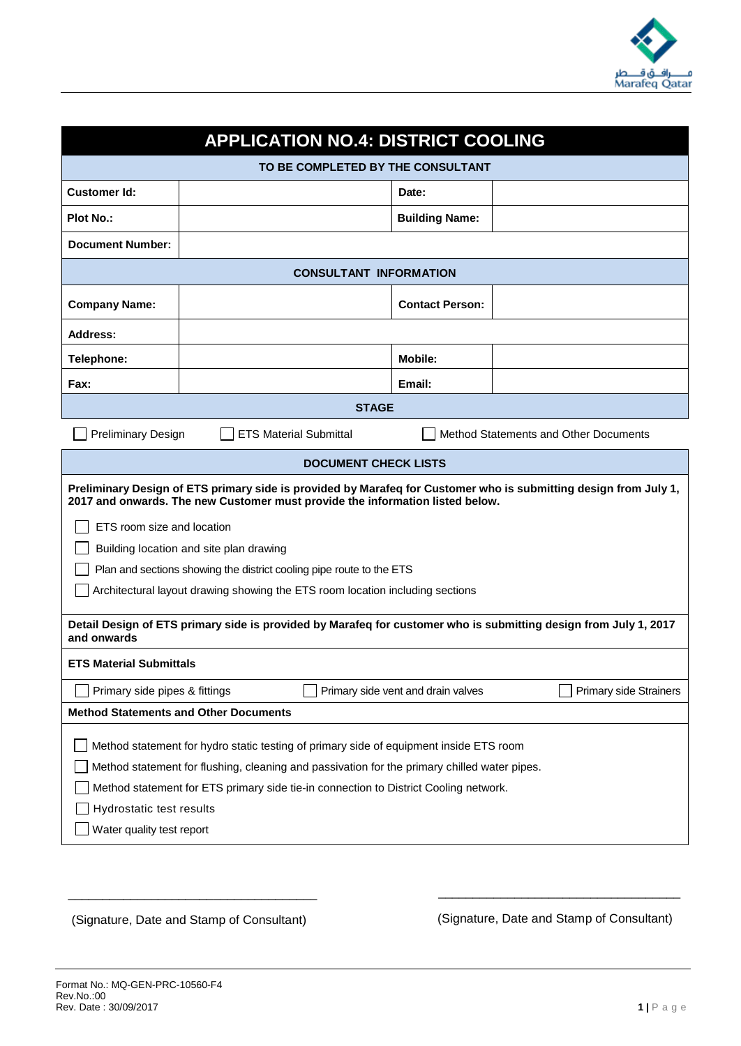# APPLICATION NO.4: DISTRICT COOLING

| TO BE COMPLETED BY THE CONSULTANT | | | |
|---|---|---|---|
| **Customer Id:** | | **Date:** | |
| **Plot No.:** | | **Building Name:** | |
| **Document Number:** | | | |

| CONSULTANT INFORMATION | | | |
|---|---|---|---|
| **Company Name:** | | **Contact Person:** | |
| **Address:** | | | |
| **Telephone:** | | **Mobile:** | |
| **Fax:** | | **Email:** | |

**STAGE**

☐ Preliminary Design ☐ ETS Material Submittal ☐ Method Statements and Other Documents

**DOCUMENT CHECK LISTS**

**Preliminary Design of ETS primary side is provided by Marafeq for Customer who is submitting design from July 1, 2017 and onwards. The new Customer must provide the information listed below.**

- ☐ ETS room size and location
- ☐ Building location and site plan drawing
- ☐ Plan and sections showing the district cooling pipe route to the ETS
- ☐ Architectural layout drawing showing the ETS room location including sections

**Detail Design of ETS primary side is provided by Marafeq for customer who is submitting design from July 1, 2017 and onwards**

**ETS Material Submittals**

☐ Primary side pipes & fittings ☐ Primary side vent and drain valves ☐ Primary side Strainers

**Method Statements and Other Documents**

- ☐ Method statement for hydro static testing of primary side of equipment inside ETS room
- ☐ Method statement for flushing, cleaning and passivation for the primary chilled water pipes.
- ☐ Method statement for ETS primary side tie-in connection to District Cooling network.
- ☐ Hydrostatic test results
- ☐ Water quality test report

\_\_\_\_\_\_\_\_\_\_\_\_\_\_\_\_\_\_\_\_\_\_\_\_\_\_\_\_\_\_\_\_\_\_\_\_\_\_

(Signature, Date and Stamp of Consultant)

\_\_\_\_\_\_\_\_\_\_\_\_\_\_\_\_\_\_\_\_\_\_\_\_\_\_\_\_\_\_\_\_\_\_\_\_\_\_

(Signature, Date and Stamp of Consultant)

Format No.: MQ-GEN-PRC-10560-F4
Rev.No.:00
Rev. Date : 30/09/2017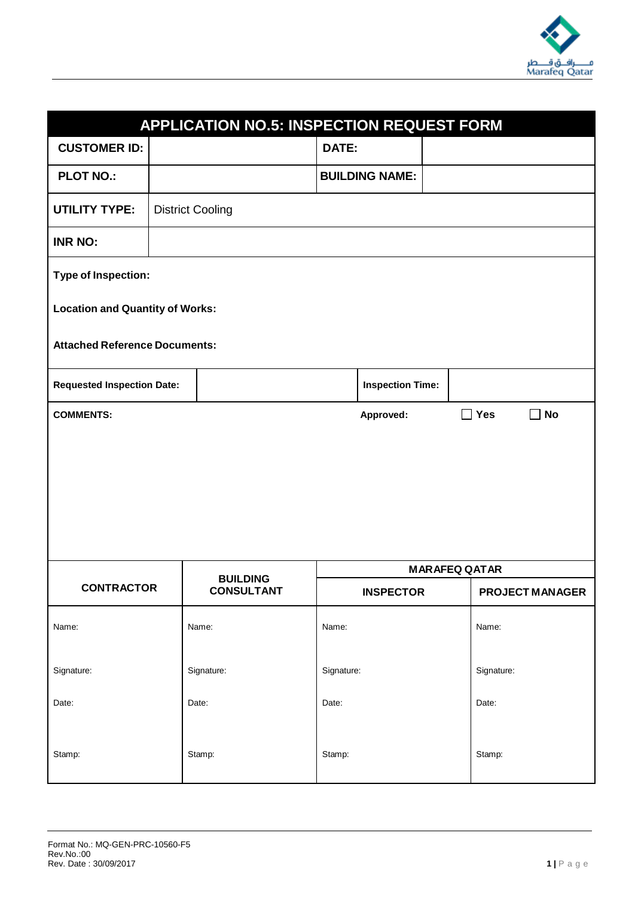## APPLICATION NO.5: INSPECTION REQUEST FORM

| **CUSTOMER ID:** | | **DATE:** | |
|---|---|---|---|
| **PLOT NO.:** | | **BUILDING NAME:** | |
| **UTILITY TYPE:** | District Cooling | | |
| **INR NO:** | | | |

**Type of Inspection:**

**Location and Quantity of Works:**

**Attached Reference Documents:**

| **Requested Inspection Date:** | | **Inspection Time:** | |
|---|---|---|---|

**COMMENTS:** **Approved:** ☐ **Yes** ☐ **No**

| **CONTRACTOR** | **BUILDING CONSULTANT** | **MARAFEQ QATAR** | |
|---|---|---|---|
| | | **INSPECTOR** | **PROJECT MANAGER** |
| Name: | Name: | Name: | Name: |
| Signature: | Signature: | Signature: | Signature: |
| Date: | Date: | Date: | Date: |
| Stamp: | Stamp: | Stamp: | Stamp: |

Format No.: MQ-GEN-PRC-10560-F5
Rev.No.:00
Rev. Date : 30/09/2017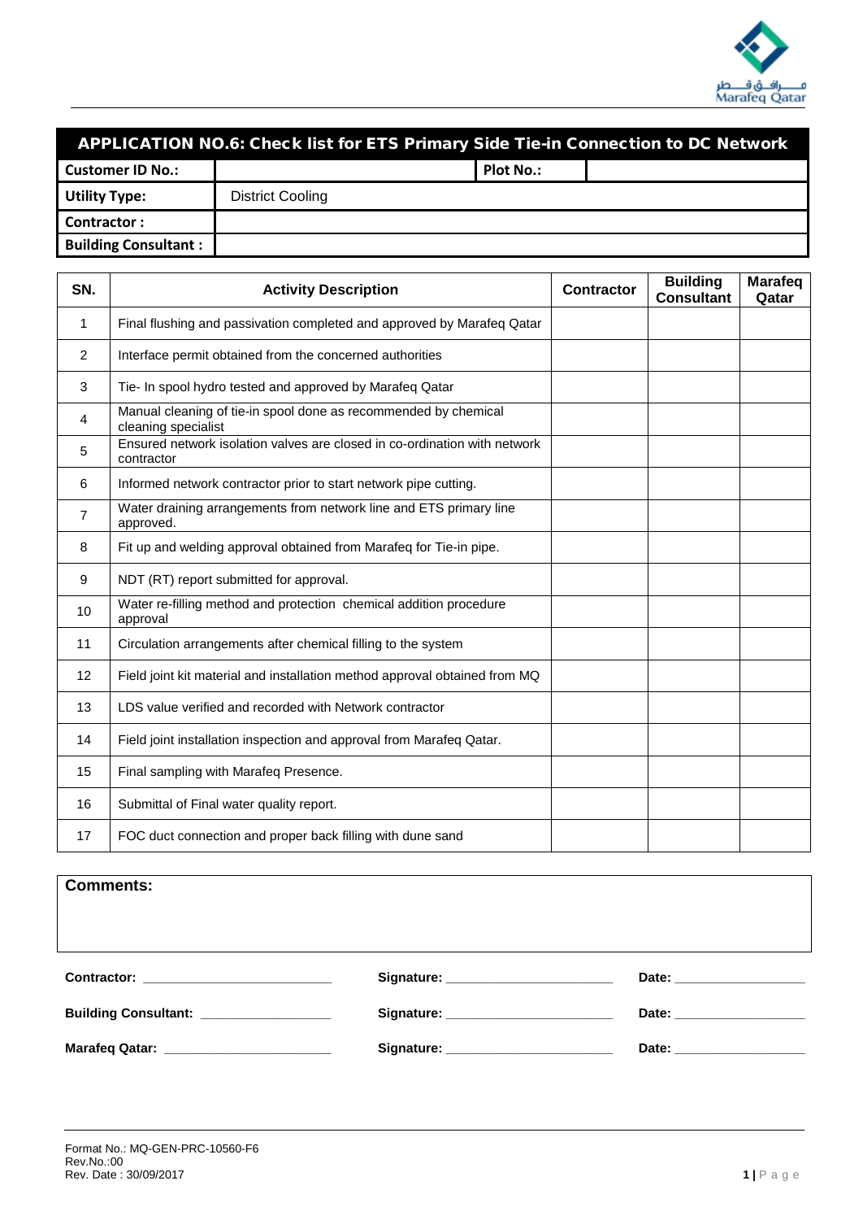## APPLICATION NO.6: Check list for ETS Primary Side Tie-in Connection to DC Network

| **Customer ID No.:** | | **Plot No.:** | |
|---|---|---|---|
| **Utility Type:** | District Cooling | | |
| **Contractor :** | | | |
| **Building Consultant :** | | | |

| SN. | Activity Description | Contractor | Building Consultant | Marafeq Qatar |
|---|---|---|---|---|
| 1 | Final flushing and passivation completed and approved by Marafeq Qatar | | | |
| 2 | Interface permit obtained from the concerned authorities | | | |
| 3 | Tie- In spool hydro tested and approved by Marafeq Qatar | | | |
| 4 | Manual cleaning of tie-in spool done as recommended by chemical cleaning specialist | | | |
| 5 | Ensured network isolation valves are closed in co-ordination with network contractor | | | |
| 6 | Informed network contractor prior to start network pipe cutting. | | | |
| 7 | Water draining arrangements from network line and ETS primary line approved. | | | |
| 8 | Fit up and welding approval obtained from Marafeq for Tie-in pipe. | | | |
| 9 | NDT (RT) report submitted for approval. | | | |
| 10 | Water re-filling method and protection chemical addition procedure approval | | | |
| 11 | Circulation arrangements after chemical filling to the system | | | |
| 12 | Field joint kit material and installation method approval obtained from MQ | | | |
| 13 | LDS value verified and recorded with Network contractor | | | |
| 14 | Field joint installation inspection and approval from Marafeq Qatar. | | | |
| 15 | Final sampling with Marafeq Presence. | | | |
| 16 | Submittal of Final water quality report. | | | |
| 17 | FOC duct connection and proper back filling with dune sand | | | |

**Comments:**

**Contractor:** ________________________ **Signature:** ______________________ **Date:** _________________

**Building Consultant:** _________________ **Signature:** ______________________ **Date:** _________________

**Marafeq Qatar:** ______________________ **Signature:** ______________________ **Date:** _________________

Format No.: MQ-GEN-PRC-10560-F6
Rev.No.:00
Rev. Date : 30/09/2017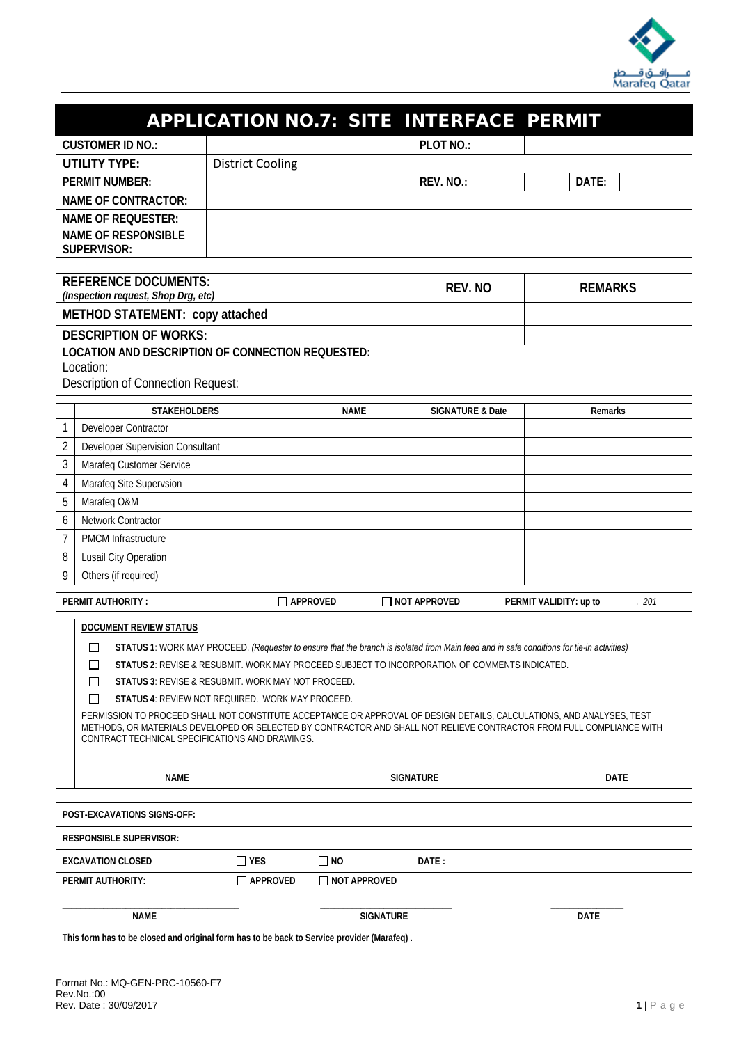# APPLICATION NO.7: SITE INTERFACE PERMIT

| | | | | | |
|---|---|---|---|---|---|
| **CUSTOMER ID NO.:** | | **PLOT NO.:** | | | |
| **UTILITY TYPE:** | District Cooling | | | | |
| **PERMIT NUMBER:** | | **REV. NO.:** | | **DATE:** | |
| **NAME OF CONTRACTOR:** | | | | | |
| **NAME OF REQUESTER:** | | | | | |
| **NAME OF RESPONSIBLE SUPERVISOR:** | | | | | |

| **REFERENCE DOCUMENTS:** *(Inspection request, Shop Drg, etc)* | **REV. NO** | **REMARKS** |
|---|---|---|
| **METHOD STATEMENT: copy attached** | | |
| **DESCRIPTION OF WORKS:** | | |
| **LOCATION AND DESCRIPTION OF CONNECTION REQUESTED:** Location: Description of Connection Request: | | |

| | STAKEHOLDERS | NAME | SIGNATURE & Date | Remarks |
|---|---|---|---|---|
| 1 | Developer Contractor | | | |
| 2 | Developer Supervision Consultant | | | |
| 3 | Marafeq Customer Service | | | |
| 4 | Marafeq Site Supervsion | | | |
| 5 | Marafeq O&M | | | |
| 6 | Network Contractor | | | |
| 7 | PMCM Infrastructure | | | |
| 8 | Lusail City Operation | | | |
| 9 | Others (if required) | | | |

**PERMIT AUTHORITY :** ☐ **APPROVED** ☐ **NOT APPROVED** **PERMIT VALIDITY: up to** __ ___. *201_*

**DOCUMENT REVIEW STATUS**

☐ **STATUS 1**: WORK MAY PROCEED. *(Requester to ensure that the branch is isolated from Main feed and in safe conditions for tie-in activities)*

☐ **STATUS 2**: REVISE & RESUBMIT. WORK MAY PROCEED SUBJECT TO INCORPORATION OF COMMENTS INDICATED.

☐ **STATUS 3**: REVISE & RESUBMIT. WORK MAY NOT PROCEED.

☐ **STATUS 4**: REVIEW NOT REQUIRED. WORK MAY PROCEED.

PERMISSION TO PROCEED SHALL NOT CONSTITUTE ACCEPTANCE OR APPROVAL OF DESIGN DETAILS, CALCULATIONS, AND ANALYSES, TEST METHODS, OR MATERIALS DEVELOPED OR SELECTED BY CONTRACTOR AND SHALL NOT RELIEVE CONTRACTOR FROM FULL COMPLIANCE WITH CONTRACT TECHNICAL SPECIFICATIONS AND DRAWINGS.

| **NAME** | **SIGNATURE** | **DATE** |
|---|---|---|
| | | |

**POST-EXCAVATIONS SIGNS-OFF:**

**RESPONSIBLE SUPERVISOR:**

| | | | |
|---|---|---|---|
| **EXCAVATION CLOSED** | ☐ **YES** | ☐ **NO** | **DATE :** |
| **PERMIT AUTHORITY:** | ☐ **APPROVED** | ☐ **NOT APPROVED** | |

| **NAME** | **SIGNATURE** | **DATE** |
|---|---|---|
| | | |

**This form has to be closed and original form has to be back to Service provider (Marafeq) .**

Format No.: MQ-GEN-PRC-10560-F7
Rev.No.:00
Rev. Date : 30/09/2017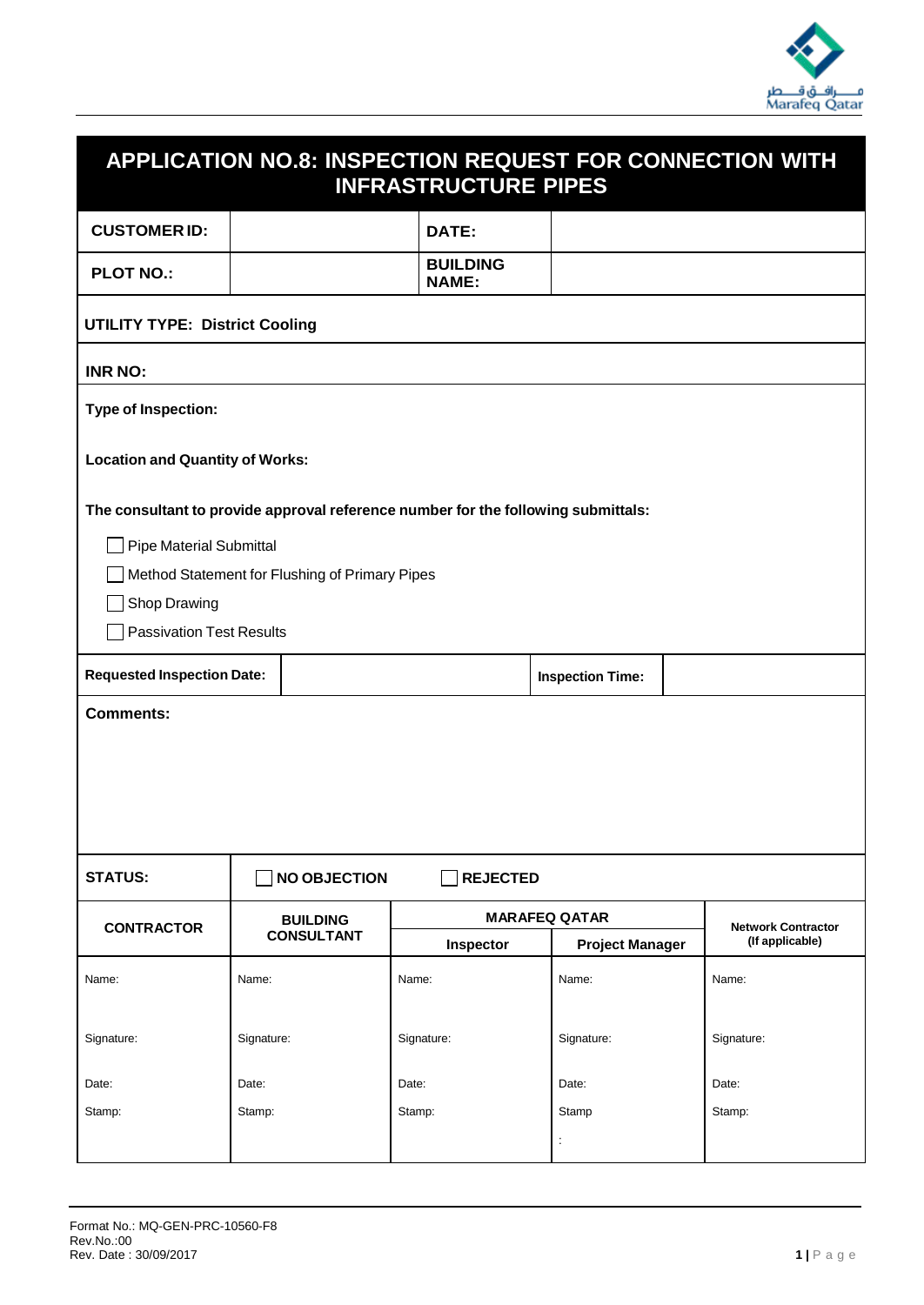# APPLICATION NO.8: INSPECTION REQUEST FOR CONNECTION WITH INFRASTRUCTURE PIPES

| | | | |
|---|---|---|---|
| **CUSTOMER ID:** | | **DATE:** | |
| **PLOT NO.:** | | **BUILDING NAME:** | |

**UTILITY TYPE: District Cooling**

**INR NO:**

**Type of Inspection:**

**Location and Quantity of Works:**

**The consultant to provide approval reference number for the following submittals:**

- ☐ Pipe Material Submittal
- ☐ Method Statement for Flushing of Primary Pipes
- ☐ Shop Drawing
- ☐ Passivation Test Results

| | | | |
|---|---|---|---|
| **Requested Inspection Date:** | | **Inspection Time:** | |

**Comments:**

**STATUS:** ☐ **NO OBJECTION** ☐ **REJECTED**

| **CONTRACTOR** | **BUILDING CONSULTANT** | **MARAFEQ QATAR** | | **Network Contractor (If applicable)** |
|---|---|---|---|---|
| | | **Inspector** | **Project Manager** | |
| Name: | Name: | Name: | Name: | Name: |
| Signature: | Signature: | Signature: | Signature: | Signature: |
| Date: | Date: | Date: | Date: | Date: |
| Stamp: | Stamp: | Stamp: | Stamp: | Stamp: |

Format No.: MQ-GEN-PRC-10560-F8
Rev.No.:00
Rev. Date : 30/09/2017